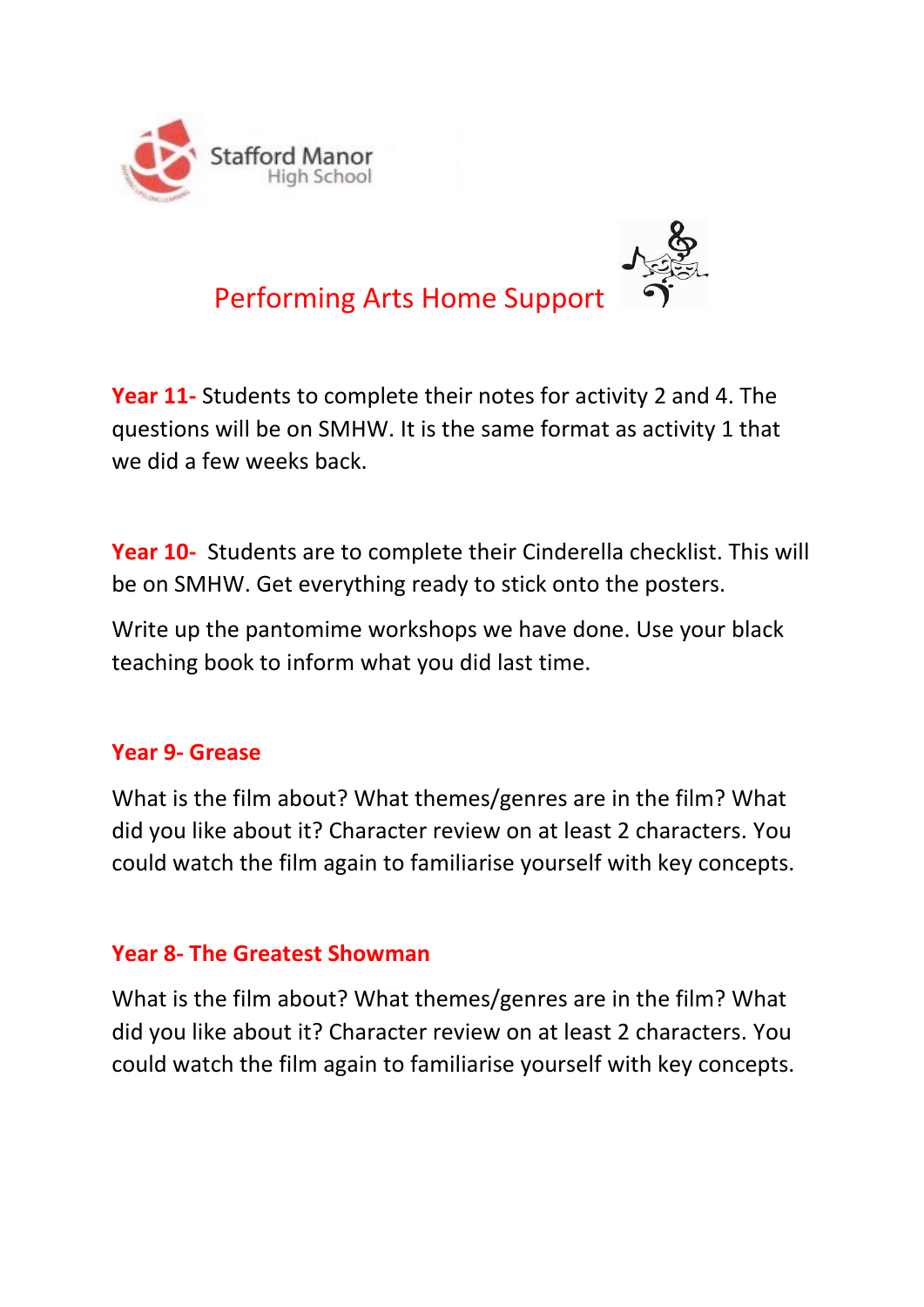Stafford Manor High School

# Performing Arts Home Support

**Year 11-** Students to complete their notes for activity 2 and 4. The questions will be on SMHW. It is the same format as activity 1 that we did a few weeks back.

**Year 10-** Students are to complete their Cinderella checklist. This will be on SMHW. Get everything ready to stick onto the posters.

Write up the pantomime workshops we have done. Use your black teaching book to inform what you did last time.

**Year 9- Grease**

What is the film about? What themes/genres are in the film? What did you like about it? Character review on at least 2 characters. You could watch the film again to familiarise yourself with key concepts.

**Year 8- The Greatest Showman**

What is the film about? What themes/genres are in the film? What did you like about it? Character review on at least 2 characters. You could watch the film again to familiarise yourself with key concepts.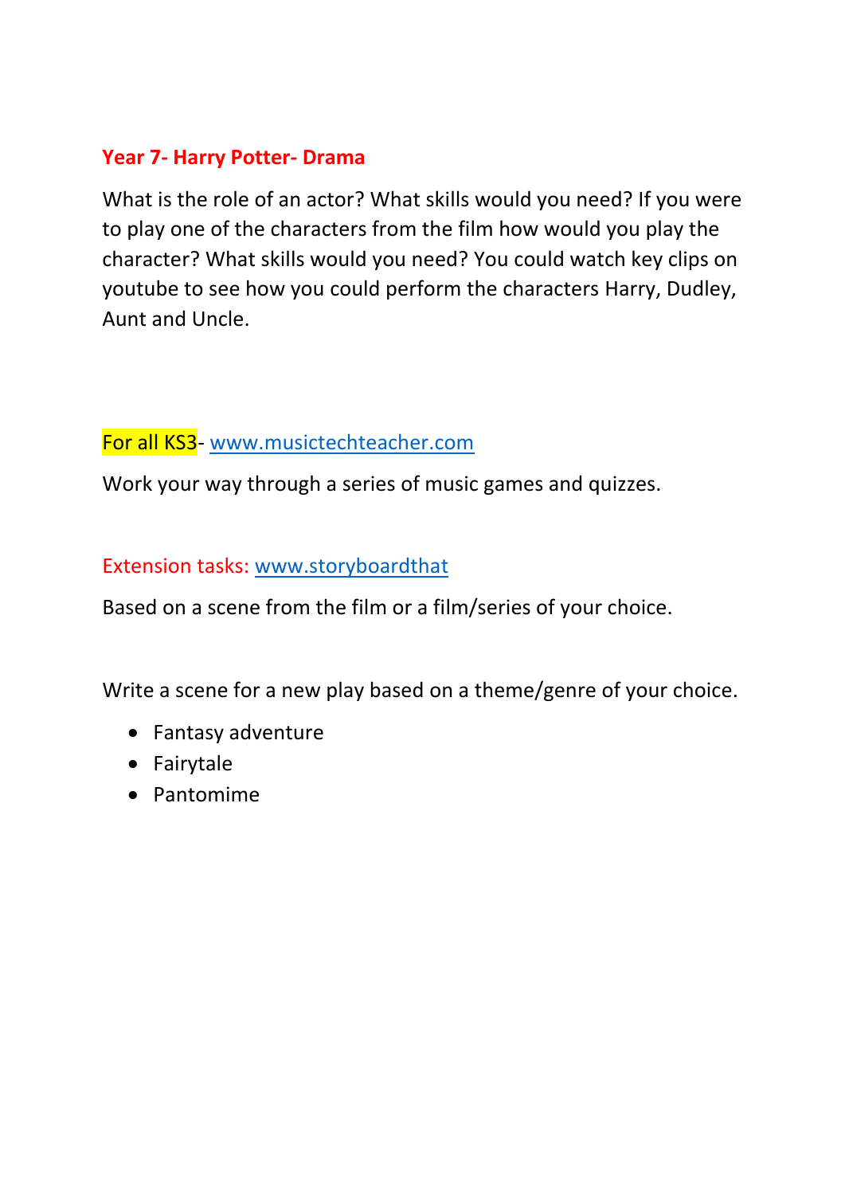**Year 7- Harry Potter- Drama**

What is the role of an actor? What skills would you need? If you were to play one of the characters from the film how would you play the character? What skills would you need? You could watch key clips on youtube to see how you could perform the characters Harry, Dudley, Aunt and Uncle.

For all KS3- www.musictechteacher.com

Work your way through a series of music games and quizzes.

Extension tasks: www.storyboardthat

Based on a scene from the film or a film/series of your choice.

Write a scene for a new play based on a theme/genre of your choice.

- Fantasy adventure
- Fairytale
- Pantomime